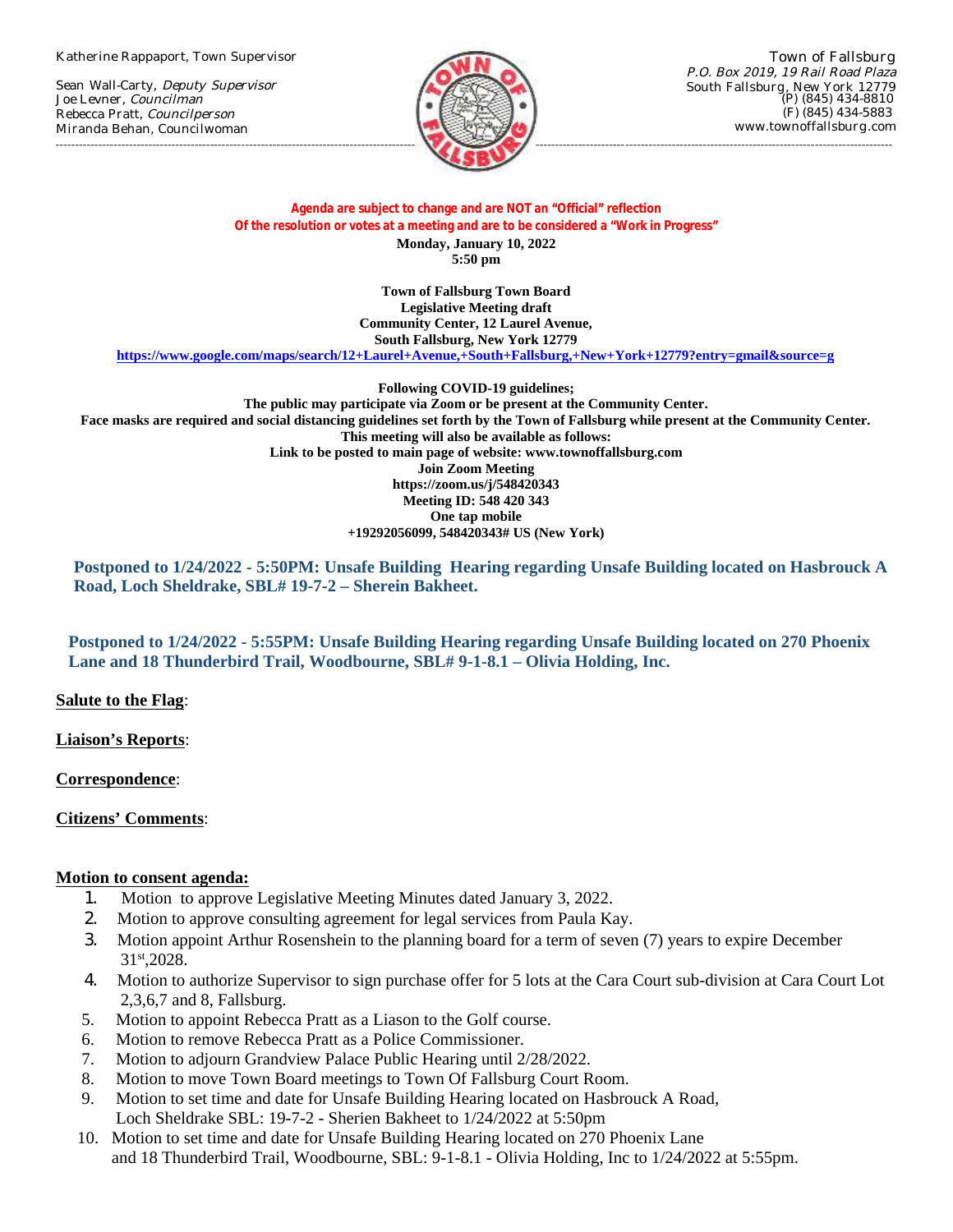Katherine Rappaport, Town Supervisor

Sean Wall-Carty, *Deputy Supervisor*
Joe Levner, *Councilman*
Rebecca Pratt, *Councilperson*
Miranda Behan, Councilwoman

Town of Fallsburg
*P.O. Box 2019, 19 Rail Road Plaza*
South Fallsburg, New York 12779
(P) (845) 434-8810
(F) (845) 434-5883
www.townoffallsburg.com

**Agenda are subject to change and are NOT an "Official" reflection**
**Of the resolution or votes at a meeting and are to be considered a "Work in Progress"**

**Monday, January 10, 2022**
**5:50 pm**

**Town of Fallsburg Town Board**
**Legislative Meeting draft**
**Community Center, 12 Laurel Avenue,**
**South Fallsburg, New York 12779**
**https://www.google.com/maps/search/12+Laurel+Avenue,+South+Fallsburg,+New+York+12779?entry=gmail&source=g**

**Following COVID-19 guidelines;**
**The public may participate via Zoom or be present at the Community Center.**
**Face masks are required and social distancing guidelines set forth by the Town of Fallsburg while present at the Community Center.**
**This meeting will also be available as follows:**
**Link to be posted to main page of website: www.townoffallsburg.com**
**Join Zoom Meeting**
**https://zoom.us/j/548420343**
**Meeting ID: 548 420 343**
**One tap mobile**
**+19292056099, 548420343# US (New York)**

**Postponed to 1/24/2022 - 5:50PM: Unsafe Building Hearing regarding Unsafe Building located on Hasbrouck A Road, Loch Sheldrake, SBL# 19-7-2 – Sherein Bakheet.**

**Postponed to 1/24/2022 - 5:55PM: Unsafe Building Hearing regarding Unsafe Building located on 270 Phoenix Lane and 18 Thunderbird Trail, Woodbourne, SBL# 9-1-8.1 – Olivia Holding, Inc.**

**Salute to the Flag**:

**Liaison's Reports**:

**Correspondence**:

**Citizens' Comments**:

**Motion to consent agenda:**

1. Motion to approve Legislative Meeting Minutes dated January 3, 2022.
2. Motion to approve consulting agreement for legal services from Paula Kay.
3. Motion appoint Arthur Rosenshein to the planning board for a term of seven (7) years to expire December 31st,2028.
4. Motion to authorize Supervisor to sign purchase offer for 5 lots at the Cara Court sub-division at Cara Court Lot 2,3,6,7 and 8, Fallsburg.
5. Motion to appoint Rebecca Pratt as a Liason to the Golf course.
6. Motion to remove Rebecca Pratt as a Police Commissioner.
7. Motion to adjourn Grandview Palace Public Hearing until 2/28/2022.
8. Motion to move Town Board meetings to Town Of Fallsburg Court Room.
9. Motion to set time and date for Unsafe Building Hearing located on Hasbrouck A Road, Loch Sheldrake SBL: 19-7-2 - Sherien Bakheet to 1/24/2022 at 5:50pm
10. Motion to set time and date for Unsafe Building Hearing located on 270 Phoenix Lane and 18 Thunderbird Trail, Woodbourne, SBL: 9-1-8.1 - Olivia Holding, Inc to 1/24/2022 at 5:55pm.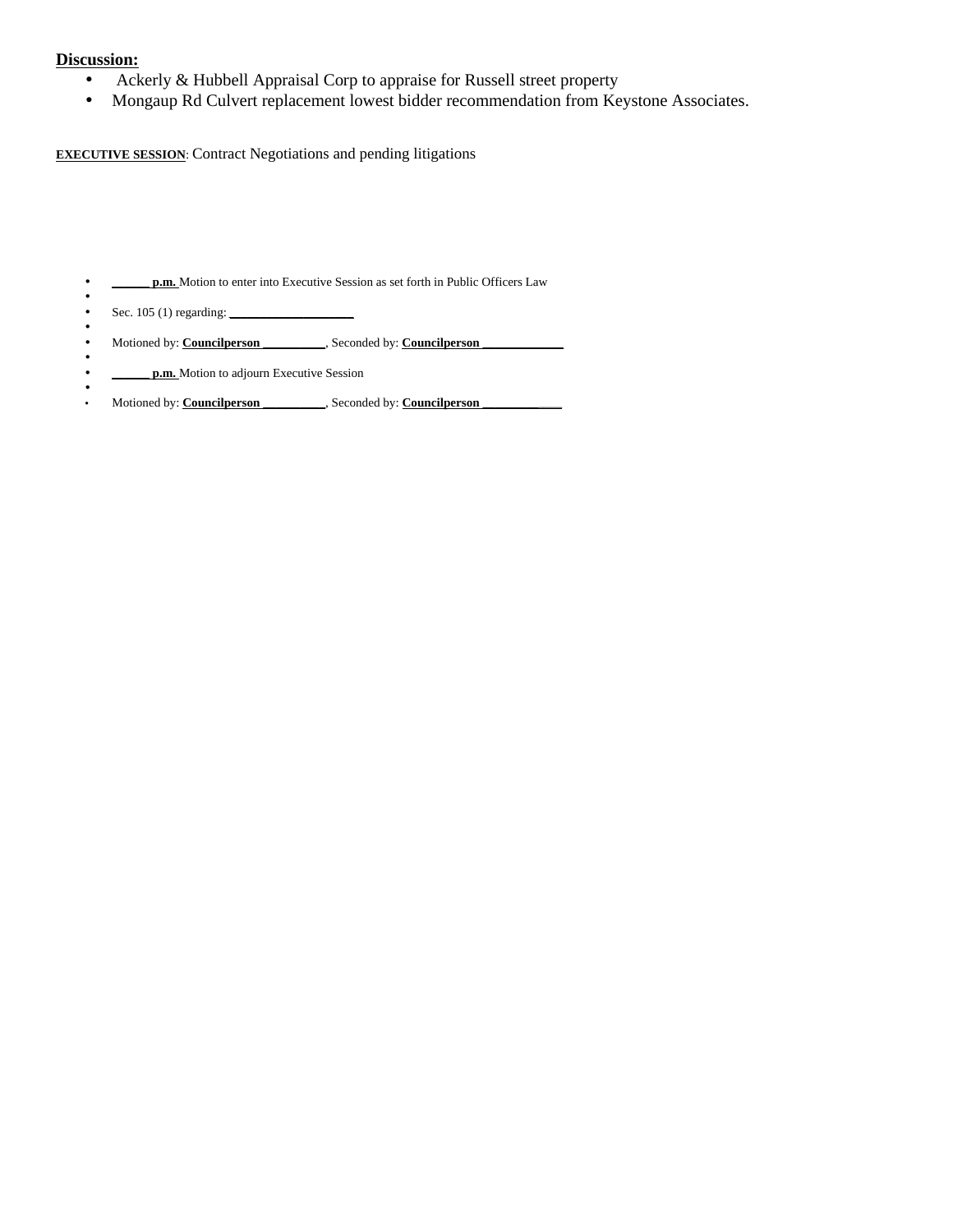**Discussion:**

- Ackerly & Hubbell Appraisal Corp to appraise for Russell street property
- Mongaup Rd Culvert replacement lowest bidder recommendation from Keystone Associates.

**EXECUTIVE SESSION**: Contract Negotiations and pending litigations

- **______ p.m.** Motion to enter into Executive Session as set forth in Public Officers Law
- Sec. 105 (1) regarding: ____________________
- Motioned by: **Councilperson** __________, Seconded by: **Councilperson** _____________
- **______ p.m.** Motion to adjourn Executive Session
- Motioned by: **Councilperson** __________, Seconded by: **Councilperson** _____________